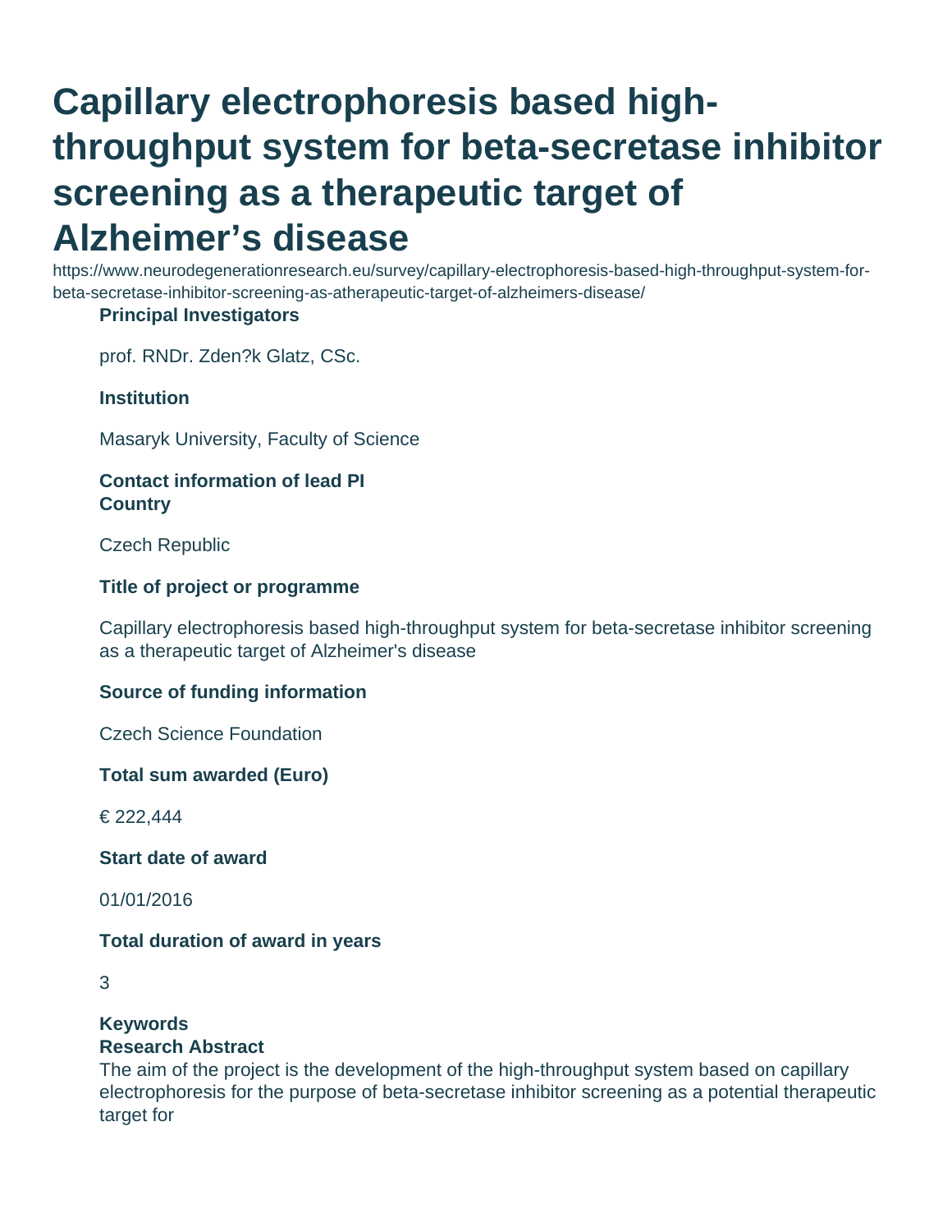# Capillary electrophoresis based high-throughput system for beta-secretase inhibitor screening as a therapeutic target of Alzheimer’s disease

https://www.neurodegenerationresearch.eu/survey/capillary-electrophoresis-based-high-throughput-system-for-beta-secretase-inhibitor-screening-as-atherapeutic-target-of-alzheimers-disease/

**Principal Investigators**

prof. RNDr. Zden?k Glatz, CSc.

**Institution**

Masaryk University, Faculty of Science

**Contact information of lead PI**

**Country**

Czech Republic

**Title of project or programme**

Capillary electrophoresis based high-throughput system for beta-secretase inhibitor screening as a therapeutic target of Alzheimer's disease

**Source of funding information**

Czech Science Foundation

**Total sum awarded (Euro)**

€ 222,444

**Start date of award**

01/01/2016

**Total duration of award in years**

3

**Keywords**

**Research Abstract**

The aim of the project is the development of the high-throughput system based on capillary electrophoresis for the purpose of beta-secretase inhibitor screening as a potential therapeutic target for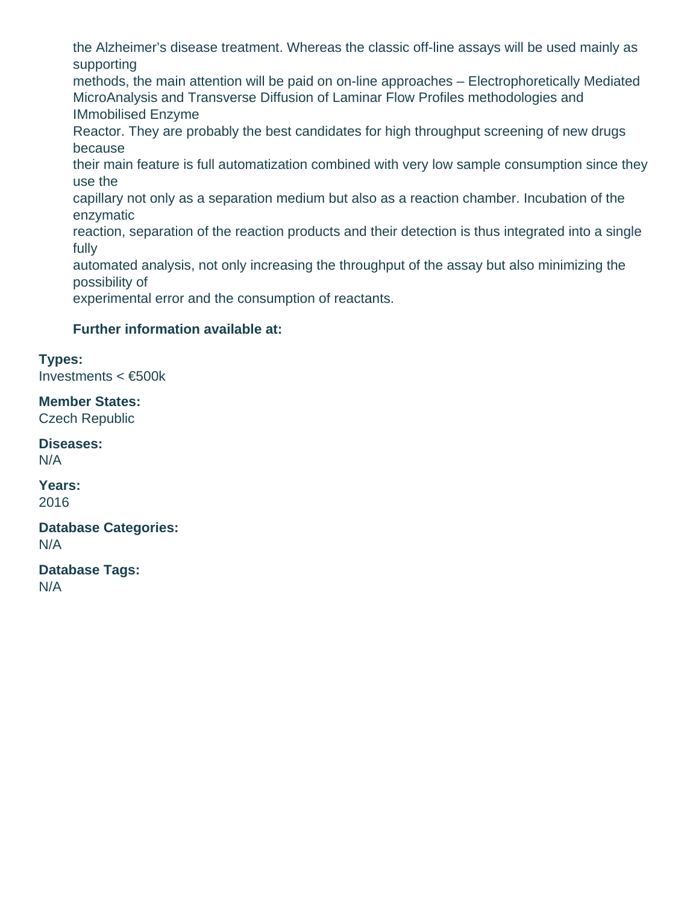the Alzheimer's disease treatment. Whereas the classic off-line assays will be used mainly as supporting methods, the main attention will be paid on on-line approaches – Electrophoretically Mediated MicroAnalysis and Transverse Diffusion of Laminar Flow Profiles methodologies and IMmobilised Enzyme Reactor. They are probably the best candidates for high throughput screening of new drugs because their main feature is full automatization combined with very low sample consumption since they use the capillary not only as a separation medium but also as a reaction chamber. Incubation of the enzymatic reaction, separation of the reaction products and their detection is thus integrated into a single fully automated analysis, not only increasing the throughput of the assay but also minimizing the possibility of experimental error and the consumption of reactants.

**Further information available at:**

**Types:**
Investments < €500k

**Member States:**
Czech Republic

**Diseases:**
N/A

**Years:**
2016

**Database Categories:**
N/A

**Database Tags:**
N/A